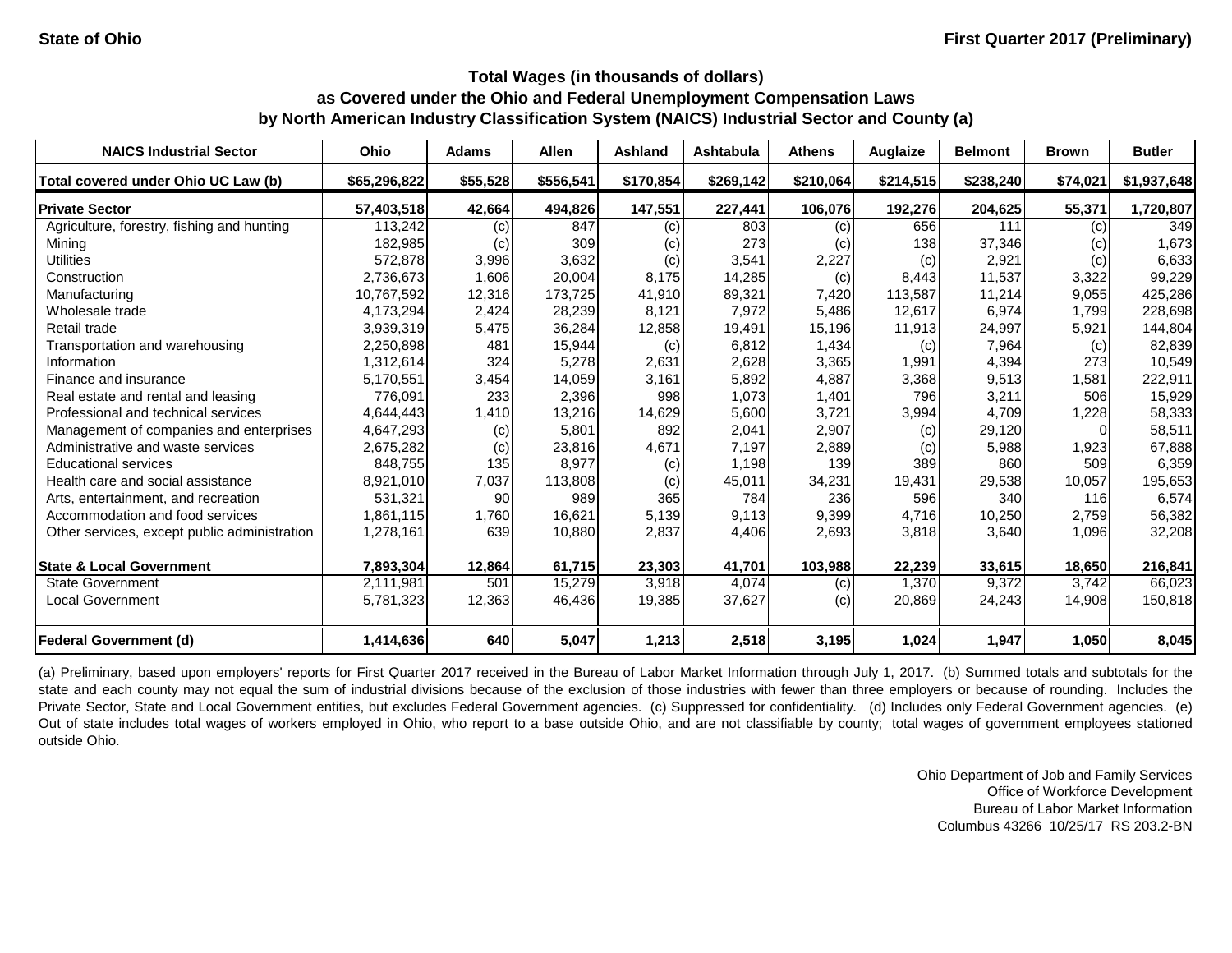State of Ohio

First Quarter 2017 (Preliminary)

## Total Wages (in thousands of dollars) as Covered under the Ohio and Federal Unemployment Compensation Laws by North American Industry Classification System (NAICS) Industrial Sector and County (a)

| NAICS Industrial Sector | Ohio | Adams | Allen | Ashland | Ashtabula | Athens | Auglaize | Belmont | Brown | Butler |
|---|---|---|---|---|---|---|---|---|---|---|
| **Total covered under Ohio UC Law (b)** | **$65,296,822** | **$55,528** | **$556,541** | **$170,854** | **$269,142** | **$210,064** | **$214,515** | **$238,240** | **$74,021** | **$1,937,648** |
| **Private Sector** | **57,403,518** | **42,664** | **494,826** | **147,551** | **227,441** | **106,076** | **192,276** | **204,625** | **55,371** | **1,720,807** |
| Agriculture, forestry, fishing and hunting | 113,242 | (c) | 847 | (c) | 803 | (c) | 656 | 111 | (c) | 349 |
| Mining | 182,985 | (c) | 309 | (c) | 273 | (c) | 138 | 37,346 | (c) | 1,673 |
| Utilities | 572,878 | 3,996 | 3,632 | (c) | 3,541 | 2,227 | (c) | 2,921 | (c) | 6,633 |
| Construction | 2,736,673 | 1,606 | 20,004 | 8,175 | 14,285 | (c) | 8,443 | 11,537 | 3,322 | 99,229 |
| Manufacturing | 10,767,592 | 12,316 | 173,725 | 41,910 | 89,321 | 7,420 | 113,587 | 11,214 | 9,055 | 425,286 |
| Wholesale trade | 4,173,294 | 2,424 | 28,239 | 8,121 | 7,972 | 5,486 | 12,617 | 6,974 | 1,799 | 228,698 |
| Retail trade | 3,939,319 | 5,475 | 36,284 | 12,858 | 19,491 | 15,196 | 11,913 | 24,997 | 5,921 | 144,804 |
| Transportation and warehousing | 2,250,898 | 481 | 15,944 | (c) | 6,812 | 1,434 | (c) | 7,964 | (c) | 82,839 |
| Information | 1,312,614 | 324 | 5,278 | 2,631 | 2,628 | 3,365 | 1,991 | 4,394 | 273 | 10,549 |
| Finance and insurance | 5,170,551 | 3,454 | 14,059 | 3,161 | 5,892 | 4,887 | 3,368 | 9,513 | 1,581 | 222,911 |
| Real estate and rental and leasing | 776,091 | 233 | 2,396 | 998 | 1,073 | 1,401 | 796 | 3,211 | 506 | 15,929 |
| Professional and technical services | 4,644,443 | 1,410 | 13,216 | 14,629 | 5,600 | 3,721 | 3,994 | 4,709 | 1,228 | 58,333 |
| Management of companies and enterprises | 4,647,293 | (c) | 5,801 | 892 | 2,041 | 2,907 | (c) | 29,120 | 0 | 58,511 |
| Administrative and waste services | 2,675,282 | (c) | 23,816 | 4,671 | 7,197 | 2,889 | (c) | 5,988 | 1,923 | 67,888 |
| Educational services | 848,755 | 135 | 8,977 | (c) | 1,198 | 139 | 389 | 860 | 509 | 6,359 |
| Health care and social assistance | 8,921,010 | 7,037 | 113,808 | (c) | 45,011 | 34,231 | 19,431 | 29,538 | 10,057 | 195,653 |
| Arts, entertainment, and recreation | 531,321 | 90 | 989 | 365 | 784 | 236 | 596 | 340 | 116 | 6,574 |
| Accommodation and food services | 1,861,115 | 1,760 | 16,621 | 5,139 | 9,113 | 9,399 | 4,716 | 10,250 | 2,759 | 56,382 |
| Other services, except public administration | 1,278,161 | 639 | 10,880 | 2,837 | 4,406 | 2,693 | 3,818 | 3,640 | 1,096 | 32,208 |
| **State & Local Government** | **7,893,304** | **12,864** | **61,715** | **23,303** | **41,701** | **103,988** | **22,239** | **33,615** | **18,650** | **216,841** |
| State Government | 2,111,981 | 501 | 15,279 | 3,918 | 4,074 | (c) | 1,370 | 9,372 | 3,742 | 66,023 |
| Local Government | 5,781,323 | 12,363 | 46,436 | 19,385 | 37,627 | (c) | 20,869 | 24,243 | 14,908 | 150,818 |
| **Federal Government (d)** | **1,414,636** | **640** | **5,047** | **1,213** | **2,518** | **3,195** | **1,024** | **1,947** | **1,050** | **8,045** |

(a) Preliminary, based upon employers' reports for First Quarter 2017 received in the Bureau of Labor Market Information through July 1, 2017. (b) Summed totals and subtotals for the state and each county may not equal the sum of industrial divisions because of the exclusion of those industries with fewer than three employers or because of rounding. Includes the Private Sector, State and Local Government entities, but excludes Federal Government agencies. (c) Suppressed for confidentiality. (d) Includes only Federal Government agencies. (e) Out of state includes total wages of workers employed in Ohio, who report to a base outside Ohio, and are not classifiable by county; total wages of government employees stationed outside Ohio.

Ohio Department of Job and Family Services
Office of Workforce Development
Bureau of Labor Market Information
Columbus 43266 10/25/17 RS 203.2-BN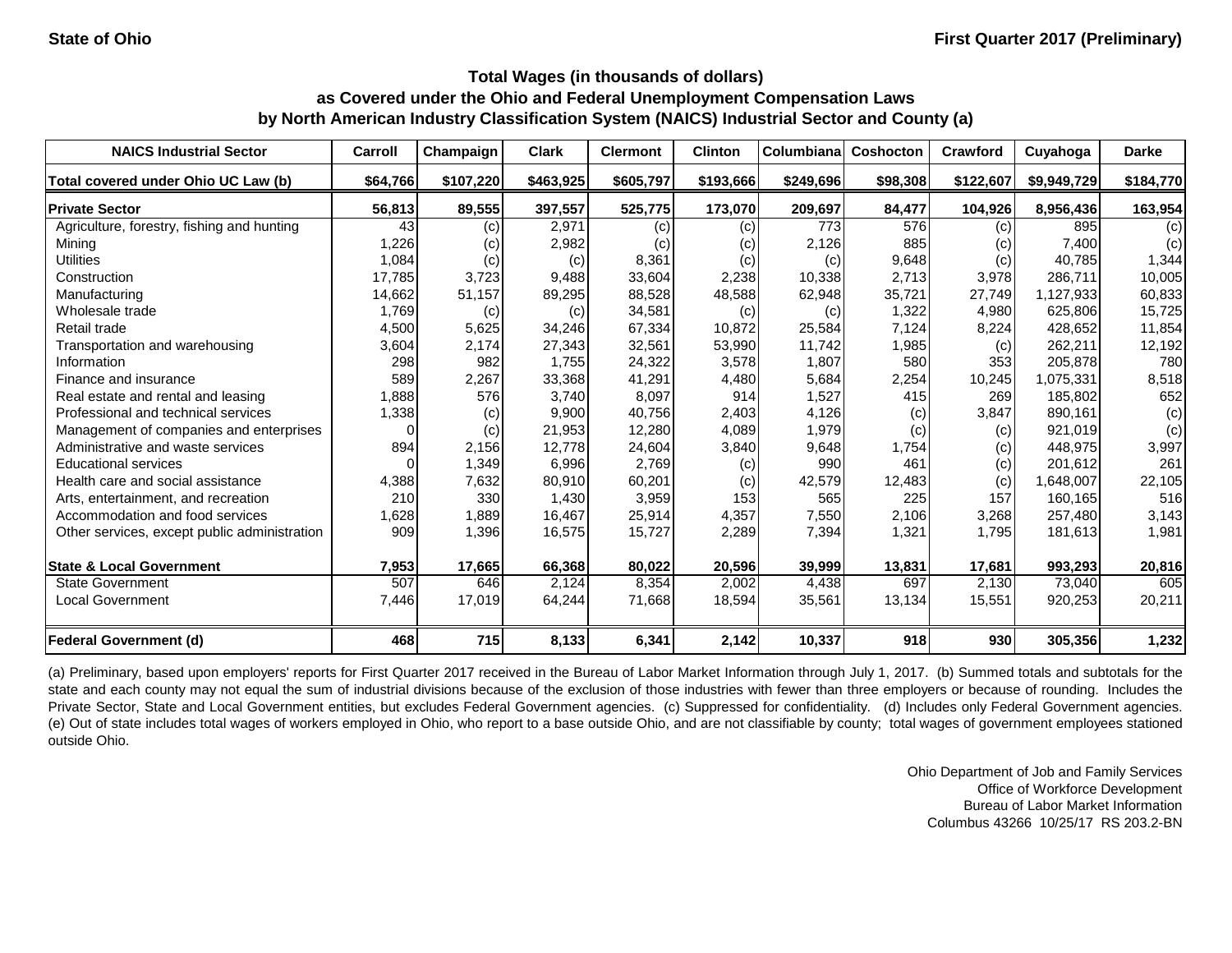**State of Ohio** **First Quarter 2017 (Preliminary)**

### Total Wages (in thousands of dollars) as Covered under the Ohio and Federal Unemployment Compensation Laws by North American Industry Classification System (NAICS) Industrial Sector and County (a)

| NAICS Industrial Sector | Carroll | Champaign | Clark | Clermont | Clinton | Columbiana | Coshocton | Crawford | Cuyahoga | Darke |
|---|---|---|---|---|---|---|---|---|---|---|
| Total covered under Ohio UC Law (b) | $64,766 | $107,220 | $463,925 | $605,797 | $193,666 | $249,696 | $98,308 | $122,607 | $9,949,729 | $184,770 |
| **Private Sector** | **56,813** | **89,555** | **397,557** | **525,775** | **173,070** | **209,697** | **84,477** | **104,926** | **8,956,436** | **163,954** |
| Agriculture, forestry, fishing and hunting | 43 | (c) | 2,971 | (c) | (c) | 773 | 576 | (c) | 895 | (c) |
| Mining | 1,226 | (c) | 2,982 | (c) | (c) | 2,126 | 885 | (c) | 7,400 | (c) |
| Utilities | 1,084 | (c) | (c) | 8,361 | (c) | (c) | 9,648 | (c) | 40,785 | 1,344 |
| Construction | 17,785 | 3,723 | 9,488 | 33,604 | 2,238 | 10,338 | 2,713 | 3,978 | 286,711 | 10,005 |
| Manufacturing | 14,662 | 51,157 | 89,295 | 88,528 | 48,588 | 62,948 | 35,721 | 27,749 | 1,127,933 | 60,833 |
| Wholesale trade | 1,769 | (c) | (c) | 34,581 | (c) | (c) | 1,322 | 4,980 | 625,806 | 15,725 |
| Retail trade | 4,500 | 5,625 | 34,246 | 67,334 | 10,872 | 25,584 | 7,124 | 8,224 | 428,652 | 11,854 |
| Transportation and warehousing | 3,604 | 2,174 | 27,343 | 32,561 | 53,990 | 11,742 | 1,985 | (c) | 262,211 | 12,192 |
| Information | 298 | 982 | 1,755 | 24,322 | 3,578 | 1,807 | 580 | 353 | 205,878 | 780 |
| Finance and insurance | 589 | 2,267 | 33,368 | 41,291 | 4,480 | 5,684 | 2,254 | 10,245 | 1,075,331 | 8,518 |
| Real estate and rental and leasing | 1,888 | 576 | 3,740 | 8,097 | 914 | 1,527 | 415 | 269 | 185,802 | 652 |
| Professional and technical services | 1,338 | (c) | 9,900 | 40,756 | 2,403 | 4,126 | (c) | 3,847 | 890,161 | (c) |
| Management of companies and enterprises | 0 | (c) | 21,953 | 12,280 | 4,089 | 1,979 | (c) | (c) | 921,019 | (c) |
| Administrative and waste services | 894 | 2,156 | 12,778 | 24,604 | 3,840 | 9,648 | 1,754 | (c) | 448,975 | 3,997 |
| Educational services | 0 | 1,349 | 6,996 | 2,769 | (c) | 990 | 461 | (c) | 201,612 | 261 |
| Health care and social assistance | 4,388 | 7,632 | 80,910 | 60,201 | (c) | 42,579 | 12,483 | (c) | 1,648,007 | 22,105 |
| Arts, entertainment, and recreation | 210 | 330 | 1,430 | 3,959 | 153 | 565 | 225 | 157 | 160,165 | 516 |
| Accommodation and food services | 1,628 | 1,889 | 16,467 | 25,914 | 4,357 | 7,550 | 2,106 | 3,268 | 257,480 | 3,143 |
| Other services, except public administration | 909 | 1,396 | 16,575 | 15,727 | 2,289 | 7,394 | 1,321 | 1,795 | 181,613 | 1,981 |
| **State & Local Government** | **7,953** | **17,665** | **66,368** | **80,022** | **20,596** | **39,999** | **13,831** | **17,681** | **993,293** | **20,816** |
| State Government | 507 | 646 | 2,124 | 8,354 | 2,002 | 4,438 | 697 | 2,130 | 73,040 | 605 |
| Local Government | 7,446 | 17,019 | 64,244 | 71,668 | 18,594 | 35,561 | 13,134 | 15,551 | 920,253 | 20,211 |
| **Federal Government (d)** | **468** | **715** | **8,133** | **6,341** | **2,142** | **10,337** | **918** | **930** | **305,356** | **1,232** |

(a) Preliminary, based upon employers' reports for First Quarter 2017 received in the Bureau of Labor Market Information through July 1, 2017. (b) Summed totals and subtotals for the state and each county may not equal the sum of industrial divisions because of the exclusion of those industries with fewer than three employers or because of rounding. Includes the Private Sector, State and Local Government entities, but excludes Federal Government agencies. (c) Suppressed for confidentiality. (d) Includes only Federal Government agencies. (e) Out of state includes total wages of workers employed in Ohio, who report to a base outside Ohio, and are not classifiable by county; total wages of government employees stationed outside Ohio.

Ohio Department of Job and Family Services
Office of Workforce Development
Bureau of Labor Market Information
Columbus 43266 10/25/17 RS 203.2-BN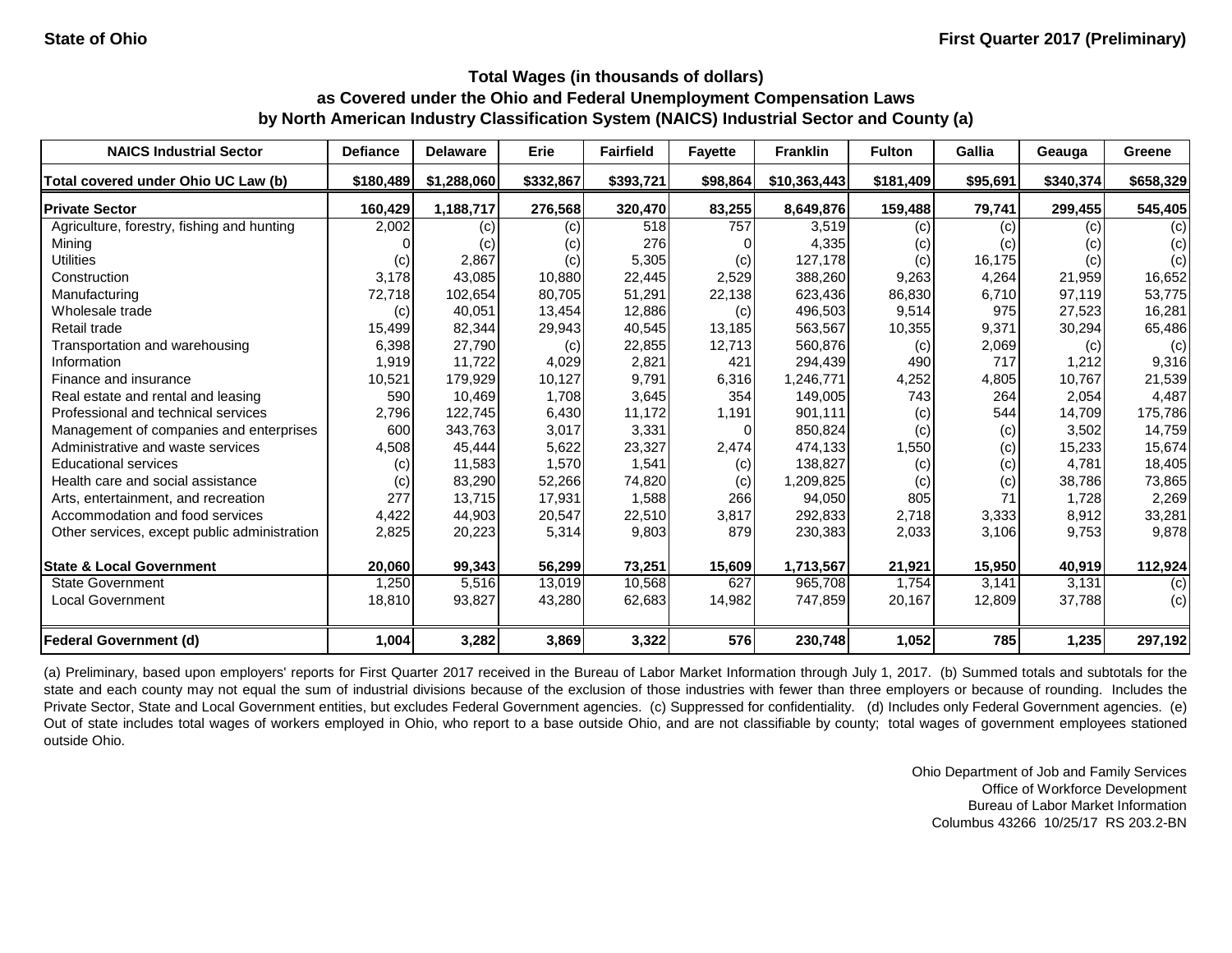State of Ohio

First Quarter 2017 (Preliminary)

## Total Wages (in thousands of dollars) as Covered under the Ohio and Federal Unemployment Compensation Laws by North American Industry Classification System (NAICS) Industrial Sector and County (a)

| NAICS Industrial Sector | Defiance | Delaware | Erie | Fairfield | Fayette | Franklin | Fulton | Gallia | Geauga | Greene |
|---|---|---|---|---|---|---|---|---|---|---|
| **Total covered under Ohio UC Law (b)** | **$180,489** | **$1,288,060** | **$332,867** | **$393,721** | **$98,864** | **$10,363,443** | **$181,409** | **$95,691** | **$340,374** | **$658,329** |
| **Private Sector** | **160,429** | **1,188,717** | **276,568** | **320,470** | **83,255** | **8,649,876** | **159,488** | **79,741** | **299,455** | **545,405** |
| Agriculture, forestry, fishing and hunting | 2,002 | (c) | (c) | 518 | 757 | 3,519 | (c) | (c) | (c) | (c) |
| Mining | 0 | (c) | (c) | 276 | 0 | 4,335 | (c) | (c) | (c) | (c) |
| Utilities | (c) | 2,867 | (c) | 5,305 | (c) | 127,178 | (c) | 16,175 | (c) | (c) |
| Construction | 3,178 | 43,085 | 10,880 | 22,445 | 2,529 | 388,260 | 9,263 | 4,264 | 21,959 | 16,652 |
| Manufacturing | 72,718 | 102,654 | 80,705 | 51,291 | 22,138 | 623,436 | 86,830 | 6,710 | 97,119 | 53,775 |
| Wholesale trade | (c) | 40,051 | 13,454 | 12,886 | (c) | 496,503 | 9,514 | 975 | 27,523 | 16,281 |
| Retail trade | 15,499 | 82,344 | 29,943 | 40,545 | 13,185 | 563,567 | 10,355 | 9,371 | 30,294 | 65,486 |
| Transportation and warehousing | 6,398 | 27,790 | (c) | 22,855 | 12,713 | 560,876 | (c) | 2,069 | (c) | (c) |
| Information | 1,919 | 11,722 | 4,029 | 2,821 | 421 | 294,439 | 490 | 717 | 1,212 | 9,316 |
| Finance and insurance | 10,521 | 179,929 | 10,127 | 9,791 | 6,316 | 1,246,771 | 4,252 | 4,805 | 10,767 | 21,539 |
| Real estate and rental and leasing | 590 | 10,469 | 1,708 | 3,645 | 354 | 149,005 | 743 | 264 | 2,054 | 4,487 |
| Professional and technical services | 2,796 | 122,745 | 6,430 | 11,172 | 1,191 | 901,111 | (c) | 544 | 14,709 | 175,786 |
| Management of companies and enterprises | 600 | 343,763 | 3,017 | 3,331 | 0 | 850,824 | (c) | (c) | 3,502 | 14,759 |
| Administrative and waste services | 4,508 | 45,444 | 5,622 | 23,327 | 2,474 | 474,133 | 1,550 | (c) | 15,233 | 15,674 |
| Educational services | (c) | 11,583 | 1,570 | 1,541 | (c) | 138,827 | (c) | (c) | 4,781 | 18,405 |
| Health care and social assistance | (c) | 83,290 | 52,266 | 74,820 | (c) | 1,209,825 | (c) | (c) | 38,786 | 73,865 |
| Arts, entertainment, and recreation | 277 | 13,715 | 17,931 | 1,588 | 266 | 94,050 | 805 | 71 | 1,728 | 2,269 |
| Accommodation and food services | 4,422 | 44,903 | 20,547 | 22,510 | 3,817 | 292,833 | 2,718 | 3,333 | 8,912 | 33,281 |
| Other services, except public administration | 2,825 | 20,223 | 5,314 | 9,803 | 879 | 230,383 | 2,033 | 3,106 | 9,753 | 9,878 |
| **State & Local Government** | **20,060** | **99,343** | **56,299** | **73,251** | **15,609** | **1,713,567** | **21,921** | **15,950** | **40,919** | **112,924** |
| State Government | 1,250 | 5,516 | 13,019 | 10,568 | 627 | 965,708 | 1,754 | 3,141 | 3,131 | (c) |
| Local Government | 18,810 | 93,827 | 43,280 | 62,683 | 14,982 | 747,859 | 20,167 | 12,809 | 37,788 | (c) |
| **Federal Government (d)** | **1,004** | **3,282** | **3,869** | **3,322** | **576** | **230,748** | **1,052** | **785** | **1,235** | **297,192** |

(a) Preliminary, based upon employers' reports for First Quarter 2017 received in the Bureau of Labor Market Information through July 1, 2017. (b) Summed totals and subtotals for the state and each county may not equal the sum of industrial divisions because of the exclusion of those industries with fewer than three employers or because of rounding. Includes the Private Sector, State and Local Government entities, but excludes Federal Government agencies. (c) Suppressed for confidentiality. (d) Includes only Federal Government agencies. (e) Out of state includes total wages of workers employed in Ohio, who report to a base outside Ohio, and are not classifiable by county; total wages of government employees stationed outside Ohio.

Ohio Department of Job and Family Services
Office of Workforce Development
Bureau of Labor Market Information
Columbus 43266 10/25/17 RS 203.2-BN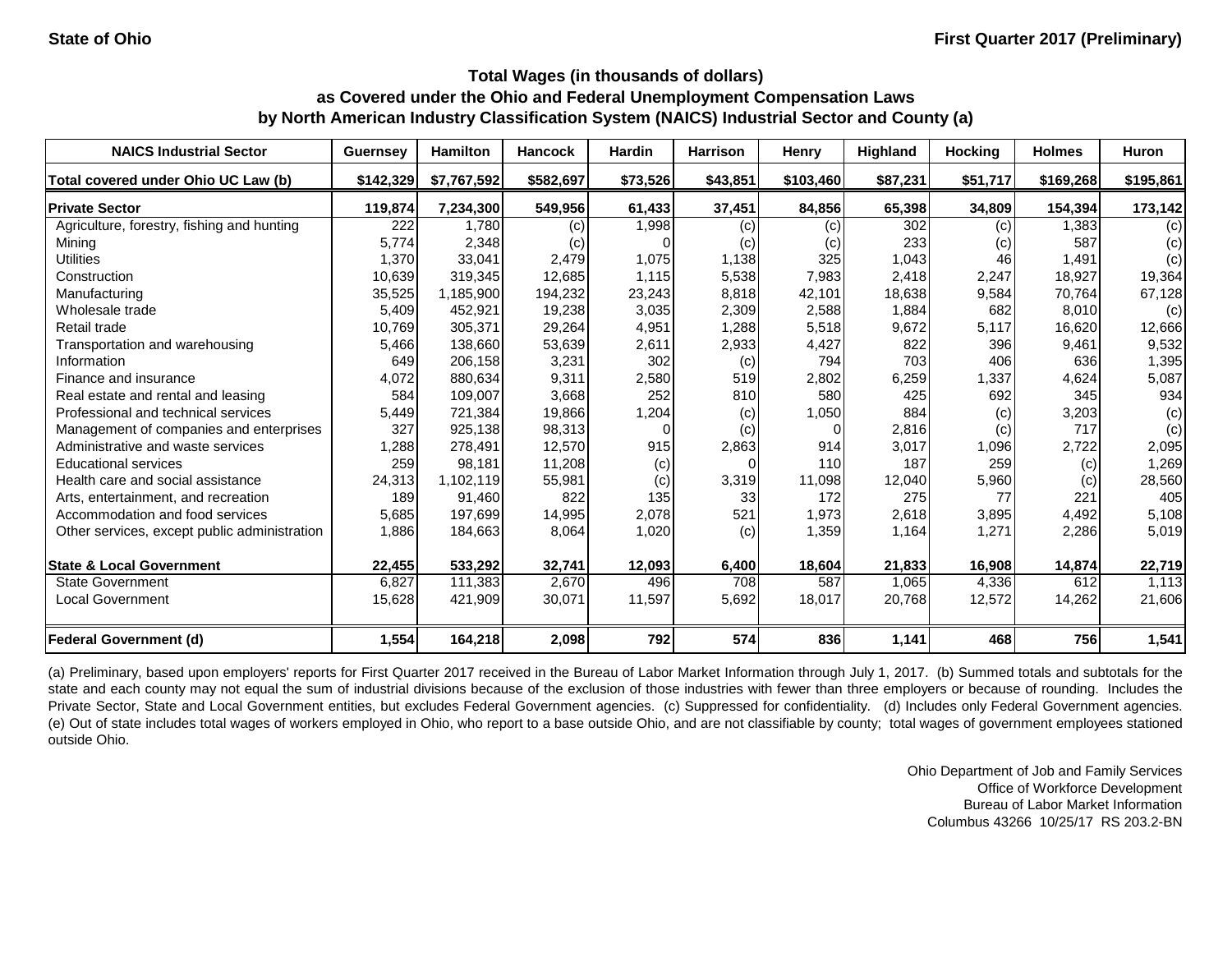**State of Ohio** **First Quarter 2017 (Preliminary)**

## Total Wages (in thousands of dollars) as Covered under the Ohio and Federal Unemployment Compensation Laws by North American Industry Classification System (NAICS) Industrial Sector and County (a)

| NAICS Industrial Sector | Guernsey | Hamilton | Hancock | Hardin | Harrison | Henry | Highland | Hocking | Holmes | Huron |
|---|---|---|---|---|---|---|---|---|---|---|
| Total covered under Ohio UC Law (b) | $142,329 | $7,767,592 | $582,697 | $73,526 | $43,851 | $103,460 | $87,231 | $51,717 | $169,268 | $195,861 |
| **Private Sector** | **119,874** | **7,234,300** | **549,956** | **61,433** | **37,451** | **84,856** | **65,398** | **34,809** | **154,394** | **173,142** |
| Agriculture, forestry, fishing and hunting | 222 | 1,780 | (c) | 1,998 | (c) | (c) | 302 | (c) | 1,383 | (c) |
| Mining | 5,774 | 2,348 | (c) | 0 | (c) | (c) | 233 | (c) | 587 | (c) |
| Utilities | 1,370 | 33,041 | 2,479 | 1,075 | 1,138 | 325 | 1,043 | 46 | 1,491 | (c) |
| Construction | 10,639 | 319,345 | 12,685 | 1,115 | 5,538 | 7,983 | 2,418 | 2,247 | 18,927 | 19,364 |
| Manufacturing | 35,525 | 1,185,900 | 194,232 | 23,243 | 8,818 | 42,101 | 18,638 | 9,584 | 70,764 | 67,128 |
| Wholesale trade | 5,409 | 452,921 | 19,238 | 3,035 | 2,309 | 2,588 | 1,884 | 682 | 8,010 | (c) |
| Retail trade | 10,769 | 305,371 | 29,264 | 4,951 | 1,288 | 5,518 | 9,672 | 5,117 | 16,620 | 12,666 |
| Transportation and warehousing | 5,466 | 138,660 | 53,639 | 2,611 | 2,933 | 4,427 | 822 | 396 | 9,461 | 9,532 |
| Information | 649 | 206,158 | 3,231 | 302 | (c) | 794 | 703 | 406 | 636 | 1,395 |
| Finance and insurance | 4,072 | 880,634 | 9,311 | 2,580 | 519 | 2,802 | 6,259 | 1,337 | 4,624 | 5,087 |
| Real estate and rental and leasing | 584 | 109,007 | 3,668 | 252 | 810 | 580 | 425 | 692 | 345 | 934 |
| Professional and technical services | 5,449 | 721,384 | 19,866 | 1,204 | (c) | 1,050 | 884 | (c) | 3,203 | (c) |
| Management of companies and enterprises | 327 | 925,138 | 98,313 | 0 | (c) | 0 | 2,816 | (c) | 717 | (c) |
| Administrative and waste services | 1,288 | 278,491 | 12,570 | 915 | 2,863 | 914 | 3,017 | 1,096 | 2,722 | 2,095 |
| Educational services | 259 | 98,181 | 11,208 | (c) | 0 | 110 | 187 | 259 | (c) | 1,269 |
| Health care and social assistance | 24,313 | 1,102,119 | 55,981 | (c) | 3,319 | 11,098 | 12,040 | 5,960 | (c) | 28,560 |
| Arts, entertainment, and recreation | 189 | 91,460 | 822 | 135 | 33 | 172 | 275 | 77 | 221 | 405 |
| Accommodation and food services | 5,685 | 197,699 | 14,995 | 2,078 | 521 | 1,973 | 2,618 | 3,895 | 4,492 | 5,108 |
| Other services, except public administration | 1,886 | 184,663 | 8,064 | 1,020 | (c) | 1,359 | 1,164 | 1,271 | 2,286 | 5,019 |
| **State & Local Government** | **22,455** | **533,292** | **32,741** | **12,093** | **6,400** | **18,604** | **21,833** | **16,908** | **14,874** | **22,719** |
| State Government | 6,827 | 111,383 | 2,670 | 496 | 708 | 587 | 1,065 | 4,336 | 612 | 1,113 |
| Local Government | 15,628 | 421,909 | 30,071 | 11,597 | 5,692 | 18,017 | 20,768 | 12,572 | 14,262 | 21,606 |
| **Federal Government (d)** | **1,554** | **164,218** | **2,098** | **792** | **574** | **836** | **1,141** | **468** | **756** | **1,541** |

(a) Preliminary, based upon employers' reports for First Quarter 2017 received in the Bureau of Labor Market Information through July 1, 2017. (b) Summed totals and subtotals for the state and each county may not equal the sum of industrial divisions because of the exclusion of those industries with fewer than three employers or because of rounding. Includes the Private Sector, State and Local Government entities, but excludes Federal Government agencies. (c) Suppressed for confidentiality. (d) Includes only Federal Government agencies. (e) Out of state includes total wages of workers employed in Ohio, who report to a base outside Ohio, and are not classifiable by county; total wages of government employees stationed outside Ohio.

Ohio Department of Job and Family Services
Office of Workforce Development
Bureau of Labor Market Information
Columbus 43266 10/25/17 RS 203.2-BN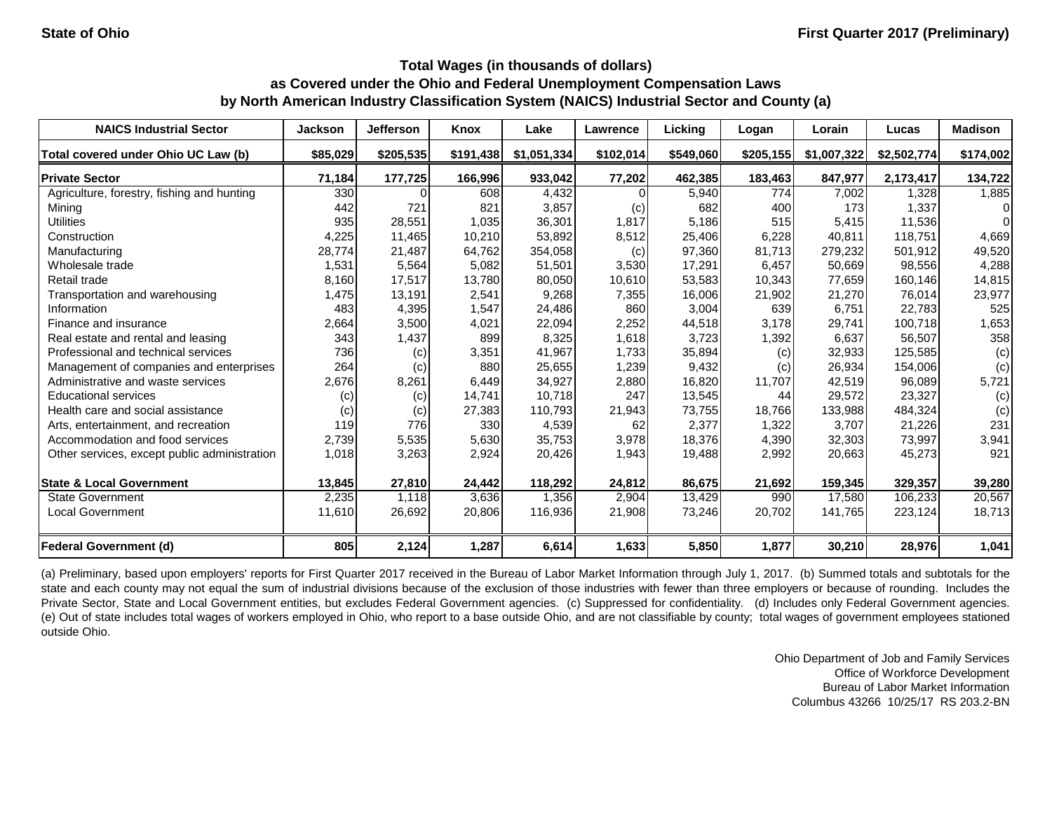State of Ohio | First Quarter 2017 (Preliminary)

## Total Wages (in thousands of dollars) as Covered under the Ohio and Federal Unemployment Compensation Laws by North American Industry Classification System (NAICS) Industrial Sector and County (a)

| NAICS Industrial Sector | Jackson | Jefferson | Knox | Lake | Lawrence | Licking | Logan | Lorain | Lucas | Madison |
|---|---|---|---|---|---|---|---|---|---|---|
| Total covered under Ohio UC Law (b) | $85,029 | $205,535 | $191,438 | $1,051,334 | $102,014 | $549,060 | $205,155 | $1,007,322 | $2,502,774 | $174,002 |
| **Private Sector** | **71,184** | **177,725** | **166,996** | **933,042** | **77,202** | **462,385** | **183,463** | **847,977** | **2,173,417** | **134,722** |
| Agriculture, forestry, fishing and hunting | 330 | 0 | 608 | 4,432 | 0 | 5,940 | 774 | 7,002 | 1,328 | 1,885 |
| Mining | 442 | 721 | 821 | 3,857 | (c) | 682 | 400 | 173 | 1,337 | 0 |
| Utilities | 935 | 28,551 | 1,035 | 36,301 | 1,817 | 5,186 | 515 | 5,415 | 11,536 | 0 |
| Construction | 4,225 | 11,465 | 10,210 | 53,892 | 8,512 | 25,406 | 6,228 | 40,811 | 118,751 | 4,669 |
| Manufacturing | 28,774 | 21,487 | 64,762 | 354,058 | (c) | 97,360 | 81,713 | 279,232 | 501,912 | 49,520 |
| Wholesale trade | 1,531 | 5,564 | 5,082 | 51,501 | 3,530 | 17,291 | 6,457 | 50,669 | 98,556 | 4,288 |
| Retail trade | 8,160 | 17,517 | 13,780 | 80,050 | 10,610 | 53,583 | 10,343 | 77,659 | 160,146 | 14,815 |
| Transportation and warehousing | 1,475 | 13,191 | 2,541 | 9,268 | 7,355 | 16,006 | 21,902 | 21,270 | 76,014 | 23,977 |
| Information | 483 | 4,395 | 1,547 | 24,486 | 860 | 3,004 | 639 | 6,751 | 22,783 | 525 |
| Finance and insurance | 2,664 | 3,500 | 4,021 | 22,094 | 2,252 | 44,518 | 3,178 | 29,741 | 100,718 | 1,653 |
| Real estate and rental and leasing | 343 | 1,437 | 899 | 8,325 | 1,618 | 3,723 | 1,392 | 6,637 | 56,507 | 358 |
| Professional and technical services | 736 | (c) | 3,351 | 41,967 | 1,733 | 35,894 | (c) | 32,933 | 125,585 | (c) |
| Management of companies and enterprises | 264 | (c) | 880 | 25,655 | 1,239 | 9,432 | (c) | 26,934 | 154,006 | (c) |
| Administrative and waste services | 2,676 | 8,261 | 6,449 | 34,927 | 2,880 | 16,820 | 11,707 | 42,519 | 96,089 | 5,721 |
| Educational services | (c) | (c) | 14,741 | 10,718 | 247 | 13,545 | 44 | 29,572 | 23,327 | (c) |
| Health care and social assistance | (c) | (c) | 27,383 | 110,793 | 21,943 | 73,755 | 18,766 | 133,988 | 484,324 | (c) |
| Arts, entertainment, and recreation | 119 | 776 | 330 | 4,539 | 62 | 2,377 | 1,322 | 3,707 | 21,226 | 231 |
| Accommodation and food services | 2,739 | 5,535 | 5,630 | 35,753 | 3,978 | 18,376 | 4,390 | 32,303 | 73,997 | 3,941 |
| Other services, except public administration | 1,018 | 3,263 | 2,924 | 20,426 | 1,943 | 19,488 | 2,992 | 20,663 | 45,273 | 921 |
| **State & Local Government** | **13,845** | **27,810** | **24,442** | **118,292** | **24,812** | **86,675** | **21,692** | **159,345** | **329,357** | **39,280** |
| State Government | 2,235 | 1,118 | 3,636 | 1,356 | 2,904 | 13,429 | 990 | 17,580 | 106,233 | 20,567 |
| Local Government | 11,610 | 26,692 | 20,806 | 116,936 | 21,908 | 73,246 | 20,702 | 141,765 | 223,124 | 18,713 |
| **Federal Government (d)** | **805** | **2,124** | **1,287** | **6,614** | **1,633** | **5,850** | **1,877** | **30,210** | **28,976** | **1,041** |

(a) Preliminary, based upon employers' reports for First Quarter 2017 received in the Bureau of Labor Market Information through July 1, 2017. (b) Summed totals and subtotals for the state and each county may not equal the sum of industrial divisions because of the exclusion of those industries with fewer than three employers or because of rounding. Includes the Private Sector, State and Local Government entities, but excludes Federal Government agencies. (c) Suppressed for confidentiality. (d) Includes only Federal Government agencies. (e) Out of state includes total wages of workers employed in Ohio, who report to a base outside Ohio, and are not classifiable by county; total wages of government employees stationed outside Ohio.

Ohio Department of Job and Family Services
Office of Workforce Development
Bureau of Labor Market Information
Columbus 43266 10/25/17 RS 203.2-BN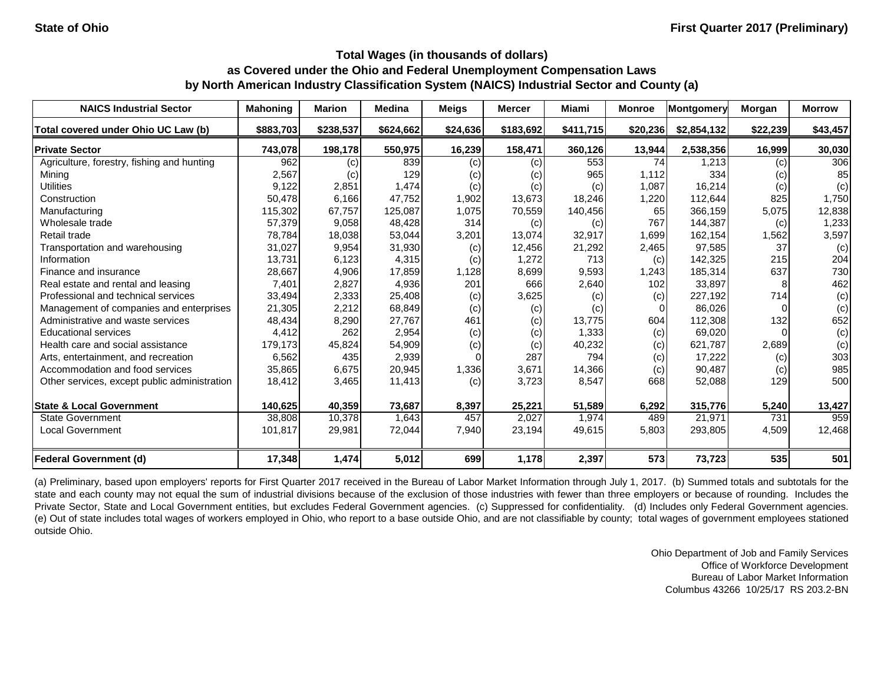**State of Ohio** | **First Quarter 2017 (Preliminary)**

## Total Wages (in thousands of dollars) as Covered under the Ohio and Federal Unemployment Compensation Laws by North American Industry Classification System (NAICS) Industrial Sector and County (a)

| NAICS Industrial Sector | Mahoning | Marion | Medina | Meigs | Mercer | Miami | Monroe | Montgomery | Morgan | Morrow |
|---|---|---|---|---|---|---|---|---|---|---|
| **Total covered under Ohio UC Law (b)** | **$883,703** | **$238,537** | **$624,662** | **$24,636** | **$183,692** | **$411,715** | **$20,236** | **$2,854,132** | **$22,239** | **$43,457** |
| **Private Sector** | **743,078** | **198,178** | **550,975** | **16,239** | **158,471** | **360,126** | **13,944** | **2,538,356** | **16,999** | **30,030** |
| Agriculture, forestry, fishing and hunting | 962 | (c) | 839 | (c) | (c) | 553 | 74 | 1,213 | (c) | 306 |
| Mining | 2,567 | (c) | 129 | (c) | (c) | 965 | 1,112 | 334 | (c) | 85 |
| Utilities | 9,122 | 2,851 | 1,474 | (c) | (c) | (c) | 1,087 | 16,214 | (c) | (c) |
| Construction | 50,478 | 6,166 | 47,752 | 1,902 | 13,673 | 18,246 | 1,220 | 112,644 | 825 | 1,750 |
| Manufacturing | 115,302 | 67,757 | 125,087 | 1,075 | 70,559 | 140,456 | 65 | 366,159 | 5,075 | 12,838 |
| Wholesale trade | 57,379 | 9,058 | 48,428 | 314 | (c) | (c) | 767 | 144,387 | (c) | 1,233 |
| Retail trade | 78,784 | 18,038 | 53,044 | 3,201 | 13,074 | 32,917 | 1,699 | 162,154 | 1,562 | 3,597 |
| Transportation and warehousing | 31,027 | 9,954 | 31,930 | (c) | 12,456 | 21,292 | 2,465 | 97,585 | 37 | (c) |
| Information | 13,731 | 6,123 | 4,315 | (c) | 1,272 | 713 | (c) | 142,325 | 215 | 204 |
| Finance and insurance | 28,667 | 4,906 | 17,859 | 1,128 | 8,699 | 9,593 | 1,243 | 185,314 | 637 | 730 |
| Real estate and rental and leasing | 7,401 | 2,827 | 4,936 | 201 | 666 | 2,640 | 102 | 33,897 | 8 | 462 |
| Professional and technical services | 33,494 | 2,333 | 25,408 | (c) | 3,625 | (c) | (c) | 227,192 | 714 | (c) |
| Management of companies and enterprises | 21,305 | 2,212 | 68,849 | (c) | (c) | (c) | 0 | 86,026 | 0 | (c) |
| Administrative and waste services | 48,434 | 8,290 | 27,767 | 461 | (c) | 13,775 | 604 | 112,308 | 132 | 652 |
| Educational services | 4,412 | 262 | 2,954 | (c) | (c) | 1,333 | (c) | 69,020 | 0 | (c) |
| Health care and social assistance | 179,173 | 45,824 | 54,909 | (c) | (c) | 40,232 | (c) | 621,787 | 2,689 | (c) |
| Arts, entertainment, and recreation | 6,562 | 435 | 2,939 | 0 | 287 | 794 | (c) | 17,222 | (c) | 303 |
| Accommodation and food services | 35,865 | 6,675 | 20,945 | 1,336 | 3,671 | 14,366 | (c) | 90,487 | (c) | 985 |
| Other services, except public administration | 18,412 | 3,465 | 11,413 | (c) | 3,723 | 8,547 | 668 | 52,088 | 129 | 500 |
| **State & Local Government** | **140,625** | **40,359** | **73,687** | **8,397** | **25,221** | **51,589** | **6,292** | **315,776** | **5,240** | **13,427** |
| State Government | 38,808 | 10,378 | 1,643 | 457 | 2,027 | 1,974 | 489 | 21,971 | 731 | 959 |
| Local Government | 101,817 | 29,981 | 72,044 | 7,940 | 23,194 | 49,615 | 5,803 | 293,805 | 4,509 | 12,468 |
| **Federal Government (d)** | **17,348** | **1,474** | **5,012** | **699** | **1,178** | **2,397** | **573** | **73,723** | **535** | **501** |

(a) Preliminary, based upon employers' reports for First Quarter 2017 received in the Bureau of Labor Market Information through July 1, 2017. (b) Summed totals and subtotals for the state and each county may not equal the sum of industrial divisions because of the exclusion of those industries with fewer than three employers or because of rounding. Includes the Private Sector, State and Local Government entities, but excludes Federal Government agencies. (c) Suppressed for confidentiality. (d) Includes only Federal Government agencies. (e) Out of state includes total wages of workers employed in Ohio, who report to a base outside Ohio, and are not classifiable by county; total wages of government employees stationed outside Ohio.

Ohio Department of Job and Family Services
Office of Workforce Development
Bureau of Labor Market Information
Columbus 43266 10/25/17 RS 203.2-BN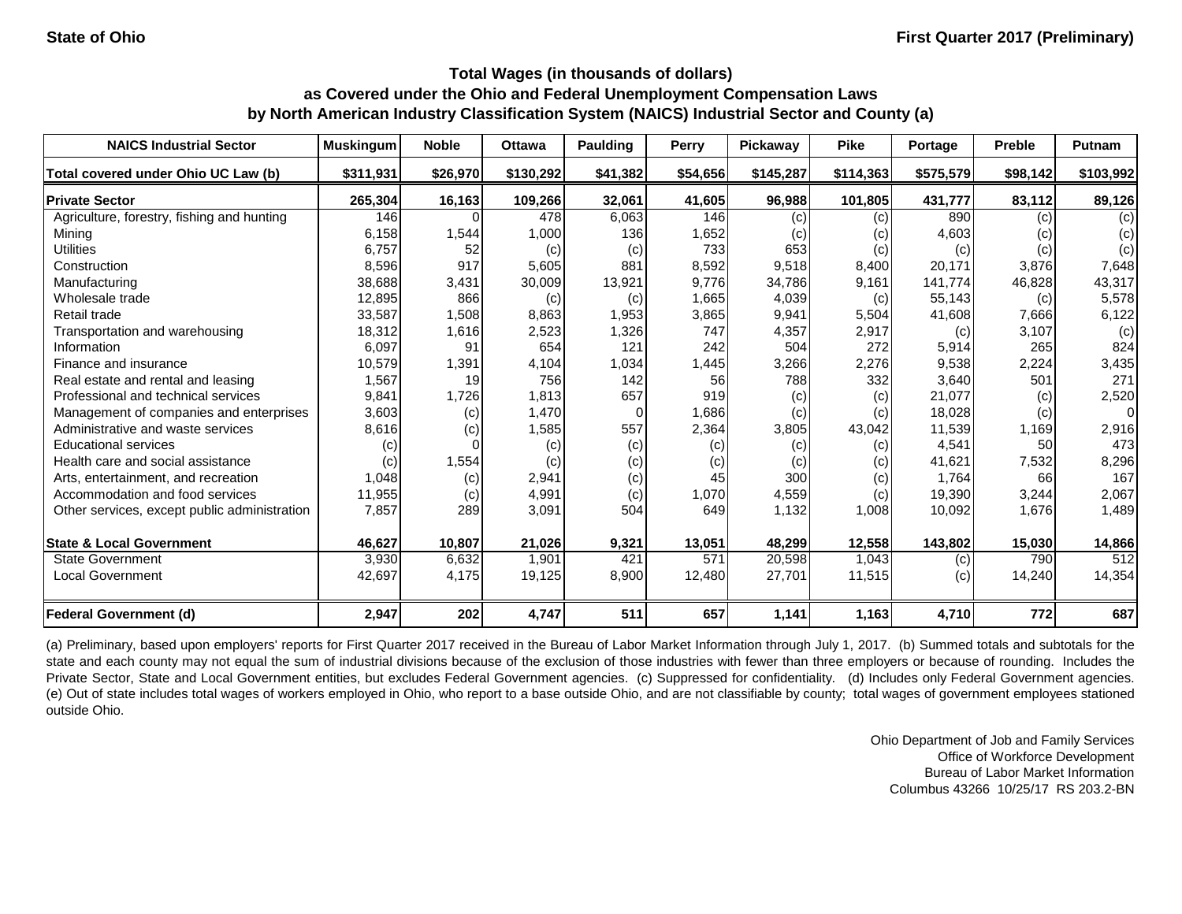State of Ohio

First Quarter 2017 (Preliminary)

## Total Wages (in thousands of dollars) as Covered under the Ohio and Federal Unemployment Compensation Laws by North American Industry Classification System (NAICS) Industrial Sector and County (a)

| NAICS Industrial Sector | Muskingum | Noble | Ottawa | Paulding | Perry | Pickaway | Pike | Portage | Preble | Putnam |
|---|---|---|---|---|---|---|---|---|---|---|
| **Total covered under Ohio UC Law (b)** | **$311,931** | **$26,970** | **$130,292** | **$41,382** | **$54,656** | **$145,287** | **$114,363** | **$575,579** | **$98,142** | **$103,992** |
| **Private Sector** | **265,304** | **16,163** | **109,266** | **32,061** | **41,605** | **96,988** | **101,805** | **431,777** | **83,112** | **89,126** |
| Agriculture, forestry, fishing and hunting | 146 | 0 | 478 | 6,063 | 146 | (c) | (c) | 890 | (c) | (c) |
| Mining | 6,158 | 1,544 | 1,000 | 136 | 1,652 | (c) | (c) | 4,603 | (c) | (c) |
| Utilities | 6,757 | 52 | (c) | (c) | 733 | 653 | (c) | (c) | (c) | (c) |
| Construction | 8,596 | 917 | 5,605 | 881 | 8,592 | 9,518 | 8,400 | 20,171 | 3,876 | 7,648 |
| Manufacturing | 38,688 | 3,431 | 30,009 | 13,921 | 9,776 | 34,786 | 9,161 | 141,774 | 46,828 | 43,317 |
| Wholesale trade | 12,895 | 866 | (c) | (c) | 1,665 | 4,039 | (c) | 55,143 | (c) | 5,578 |
| Retail trade | 33,587 | 1,508 | 8,863 | 1,953 | 3,865 | 9,941 | 5,504 | 41,608 | 7,666 | 6,122 |
| Transportation and warehousing | 18,312 | 1,616 | 2,523 | 1,326 | 747 | 4,357 | 2,917 | (c) | 3,107 | (c) |
| Information | 6,097 | 91 | 654 | 121 | 242 | 504 | 272 | 5,914 | 265 | 824 |
| Finance and insurance | 10,579 | 1,391 | 4,104 | 1,034 | 1,445 | 3,266 | 2,276 | 9,538 | 2,224 | 3,435 |
| Real estate and rental and leasing | 1,567 | 19 | 756 | 142 | 56 | 788 | 332 | 3,640 | 501 | 271 |
| Professional and technical services | 9,841 | 1,726 | 1,813 | 657 | 919 | (c) | (c) | 21,077 | (c) | 2,520 |
| Management of companies and enterprises | 3,603 | (c) | 1,470 | 0 | 1,686 | (c) | (c) | 18,028 | (c) | 0 |
| Administrative and waste services | 8,616 | (c) | 1,585 | 557 | 2,364 | 3,805 | 43,042 | 11,539 | 1,169 | 2,916 |
| Educational services | (c) | 0 | (c) | (c) | (c) | (c) | (c) | 4,541 | 50 | 473 |
| Health care and social assistance | (c) | 1,554 | (c) | (c) | (c) | (c) | (c) | 41,621 | 7,532 | 8,296 |
| Arts, entertainment, and recreation | 1,048 | (c) | 2,941 | (c) | 45 | 300 | (c) | 1,764 | 66 | 167 |
| Accommodation and food services | 11,955 | (c) | 4,991 | (c) | 1,070 | 4,559 | (c) | 19,390 | 3,244 | 2,067 |
| Other services, except public administration | 7,857 | 289 | 3,091 | 504 | 649 | 1,132 | 1,008 | 10,092 | 1,676 | 1,489 |
| **State & Local Government** | **46,627** | **10,807** | **21,026** | **9,321** | **13,051** | **48,299** | **12,558** | **143,802** | **15,030** | **14,866** |
| State Government | 3,930 | 6,632 | 1,901 | 421 | 571 | 20,598 | 1,043 | (c) | 790 | 512 |
| Local Government | 42,697 | 4,175 | 19,125 | 8,900 | 12,480 | 27,701 | 11,515 | (c) | 14,240 | 14,354 |
| **Federal Government (d)** | **2,947** | **202** | **4,747** | **511** | **657** | **1,141** | **1,163** | **4,710** | **772** | **687** |

(a) Preliminary, based upon employers' reports for First Quarter 2017 received in the Bureau of Labor Market Information through July 1, 2017. (b) Summed totals and subtotals for the state and each county may not equal the sum of industrial divisions because of the exclusion of those industries with fewer than three employers or because of rounding. Includes the Private Sector, State and Local Government entities, but excludes Federal Government agencies. (c) Suppressed for confidentiality. (d) Includes only Federal Government agencies. (e) Out of state includes total wages of workers employed in Ohio, who report to a base outside Ohio, and are not classifiable by county; total wages of government employees stationed outside Ohio.

Ohio Department of Job and Family Services
Office of Workforce Development
Bureau of Labor Market Information
Columbus 43266 10/25/17 RS 203.2-BN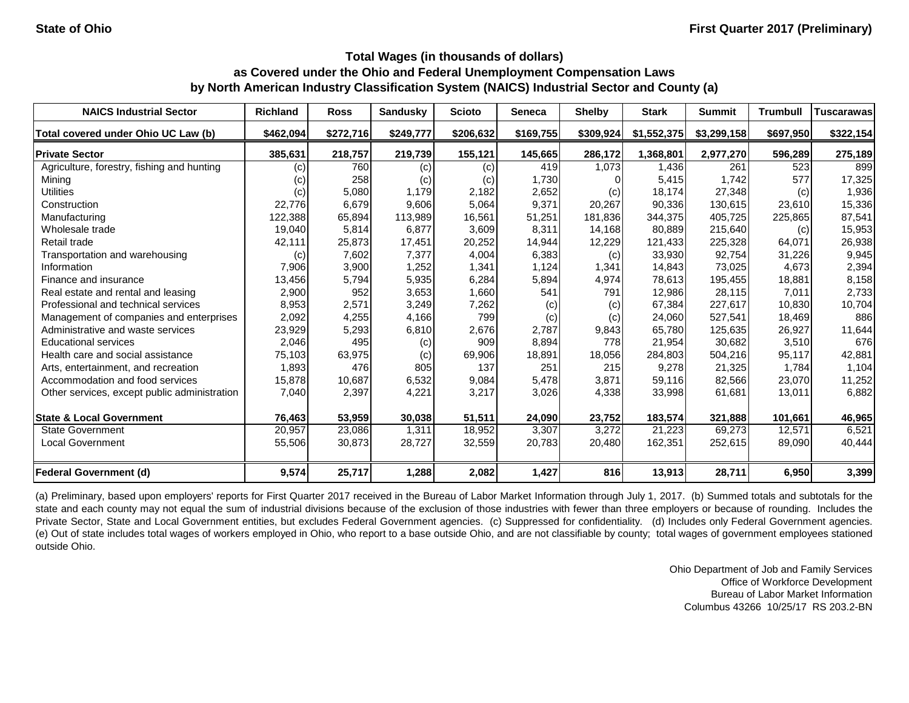**State of Ohio** **First Quarter 2017 (Preliminary)**

## Total Wages (in thousands of dollars) as Covered under the Ohio and Federal Unemployment Compensation Laws by North American Industry Classification System (NAICS) Industrial Sector and County (a)

| NAICS Industrial Sector | Richland | Ross | Sandusky | Scioto | Seneca | Shelby | Stark | Summit | Trumbull | Tuscarawas |
|---|---|---|---|---|---|---|---|---|---|---|
| Total covered under Ohio UC Law (b) | $462,094 | $272,716 | $249,777 | $206,632 | $169,755 | $309,924 | $1,552,375 | $3,299,158 | $697,950 | $322,154 |
| **Private Sector** | **385,631** | **218,757** | **219,739** | **155,121** | **145,665** | **286,172** | **1,368,801** | **2,977,270** | **596,289** | **275,189** |
| Agriculture, forestry, fishing and hunting | (c) | 760 | (c) | (c) | 419 | 1,073 | 1,436 | 261 | 523 | 899 |
| Mining | (c) | 258 | (c) | (c) | 1,730 | 0 | 5,415 | 1,742 | 577 | 17,325 |
| Utilities | (c) | 5,080 | 1,179 | 2,182 | 2,652 | (c) | 18,174 | 27,348 | (c) | 1,936 |
| Construction | 22,776 | 6,679 | 9,606 | 5,064 | 9,371 | 20,267 | 90,336 | 130,615 | 23,610 | 15,336 |
| Manufacturing | 122,388 | 65,894 | 113,989 | 16,561 | 51,251 | 181,836 | 344,375 | 405,725 | 225,865 | 87,541 |
| Wholesale trade | 19,040 | 5,814 | 6,877 | 3,609 | 8,311 | 14,168 | 80,889 | 215,640 | (c) | 15,953 |
| Retail trade | 42,111 | 25,873 | 17,451 | 20,252 | 14,944 | 12,229 | 121,433 | 225,328 | 64,071 | 26,938 |
| Transportation and warehousing | (c) | 7,602 | 7,377 | 4,004 | 6,383 | (c) | 33,930 | 92,754 | 31,226 | 9,945 |
| Information | 7,906 | 3,900 | 1,252 | 1,341 | 1,124 | 1,341 | 14,843 | 73,025 | 4,673 | 2,394 |
| Finance and insurance | 13,456 | 5,794 | 5,935 | 6,284 | 5,894 | 4,974 | 78,613 | 195,455 | 18,881 | 8,158 |
| Real estate and rental and leasing | 2,900 | 952 | 3,653 | 1,660 | 541 | 791 | 12,986 | 28,115 | 7,011 | 2,733 |
| Professional and technical services | 8,953 | 2,571 | 3,249 | 7,262 | (c) | (c) | 67,384 | 227,617 | 10,830 | 10,704 |
| Management of companies and enterprises | 2,092 | 4,255 | 4,166 | 799 | (c) | (c) | 24,060 | 527,541 | 18,469 | 886 |
| Administrative and waste services | 23,929 | 5,293 | 6,810 | 2,676 | 2,787 | 9,843 | 65,780 | 125,635 | 26,927 | 11,644 |
| Educational services | 2,046 | 495 | (c) | 909 | 8,894 | 778 | 21,954 | 30,682 | 3,510 | 676 |
| Health care and social assistance | 75,103 | 63,975 | (c) | 69,906 | 18,891 | 18,056 | 284,803 | 504,216 | 95,117 | 42,881 |
| Arts, entertainment, and recreation | 1,893 | 476 | 805 | 137 | 251 | 215 | 9,278 | 21,325 | 1,784 | 1,104 |
| Accommodation and food services | 15,878 | 10,687 | 6,532 | 9,084 | 5,478 | 3,871 | 59,116 | 82,566 | 23,070 | 11,252 |
| Other services, except public administration | 7,040 | 2,397 | 4,221 | 3,217 | 3,026 | 4,338 | 33,998 | 61,681 | 13,011 | 6,882 |
| **State & Local Government** | **76,463** | **53,959** | **30,038** | **51,511** | **24,090** | **23,752** | **183,574** | **321,888** | **101,661** | **46,965** |
| State Government | 20,957 | 23,086 | 1,311 | 18,952 | 3,307 | 3,272 | 21,223 | 69,273 | 12,571 | 6,521 |
| Local Government | 55,506 | 30,873 | 28,727 | 32,559 | 20,783 | 20,480 | 162,351 | 252,615 | 89,090 | 40,444 |
| **Federal Government (d)** | **9,574** | **25,717** | **1,288** | **2,082** | **1,427** | **816** | **13,913** | **28,711** | **6,950** | **3,399** |

(a) Preliminary, based upon employers' reports for First Quarter 2017 received in the Bureau of Labor Market Information through July 1, 2017. (b) Summed totals and subtotals for the state and each county may not equal the sum of industrial divisions because of the exclusion of those industries with fewer than three employers or because of rounding. Includes the Private Sector, State and Local Government entities, but excludes Federal Government agencies. (c) Suppressed for confidentiality. (d) Includes only Federal Government agencies. (e) Out of state includes total wages of workers employed in Ohio, who report to a base outside Ohio, and are not classifiable by county; total wages of government employees stationed outside Ohio.

Ohio Department of Job and Family Services
Office of Workforce Development
Bureau of Labor Market Information
Columbus 43266 10/25/17 RS 203.2-BN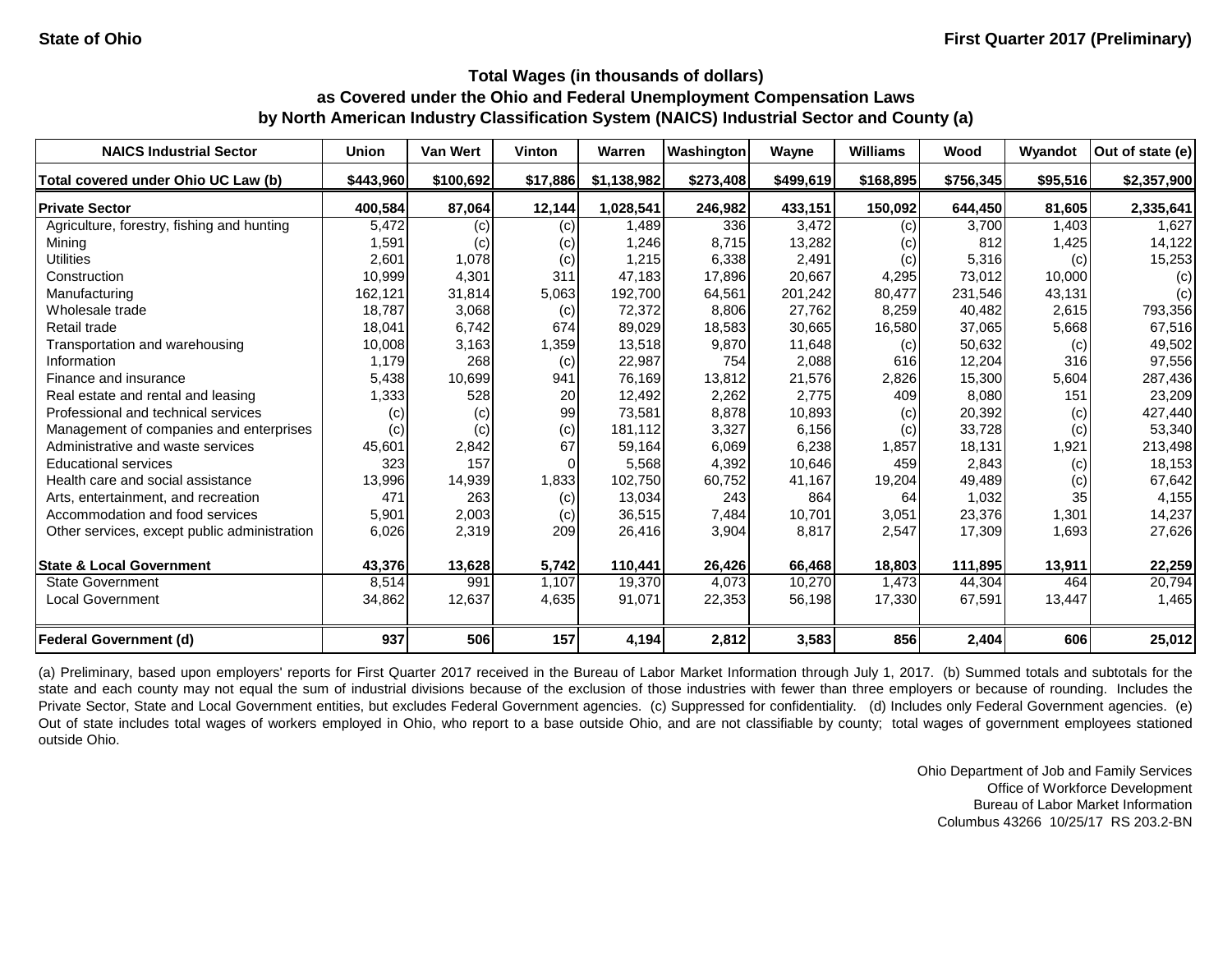State of Ohio

First Quarter 2017 (Preliminary)

## Total Wages (in thousands of dollars) as Covered under the Ohio and Federal Unemployment Compensation Laws by North American Industry Classification System (NAICS) Industrial Sector and County (a)

| NAICS Industrial Sector | Union | Van Wert | Vinton | Warren | Washington | Wayne | Williams | Wood | Wyandot | Out of state (e) |
|---|---|---|---|---|---|---|---|---|---|---|
| **Total covered under Ohio UC Law (b)** | **$443,960** | **$100,692** | **$17,886** | **$1,138,982** | **$273,408** | **$499,619** | **$168,895** | **$756,345** | **$95,516** | **$2,357,900** |
| **Private Sector** | **400,584** | **87,064** | **12,144** | **1,028,541** | **246,982** | **433,151** | **150,092** | **644,450** | **81,605** | **2,335,641** |
| Agriculture, forestry, fishing and hunting | 5,472 | (c) | (c) | 1,489 | 336 | 3,472 | (c) | 3,700 | 1,403 | 1,627 |
| Mining | 1,591 | (c) | (c) | 1,246 | 8,715 | 13,282 | (c) | 812 | 1,425 | 14,122 |
| Utilities | 2,601 | 1,078 | (c) | 1,215 | 6,338 | 2,491 | (c) | 5,316 | (c) | 15,253 |
| Construction | 10,999 | 4,301 | 311 | 47,183 | 17,896 | 20,667 | 4,295 | 73,012 | 10,000 | (c) |
| Manufacturing | 162,121 | 31,814 | 5,063 | 192,700 | 64,561 | 201,242 | 80,477 | 231,546 | 43,131 | (c) |
| Wholesale trade | 18,787 | 3,068 | (c) | 72,372 | 8,806 | 27,762 | 8,259 | 40,482 | 2,615 | 793,356 |
| Retail trade | 18,041 | 6,742 | 674 | 89,029 | 18,583 | 30,665 | 16,580 | 37,065 | 5,668 | 67,516 |
| Transportation and warehousing | 10,008 | 3,163 | 1,359 | 13,518 | 9,870 | 11,648 | (c) | 50,632 | (c) | 49,502 |
| Information | 1,179 | 268 | (c) | 22,987 | 754 | 2,088 | 616 | 12,204 | 316 | 97,556 |
| Finance and insurance | 5,438 | 10,699 | 941 | 76,169 | 13,812 | 21,576 | 2,826 | 15,300 | 5,604 | 287,436 |
| Real estate and rental and leasing | 1,333 | 528 | 20 | 12,492 | 2,262 | 2,775 | 409 | 8,080 | 151 | 23,209 |
| Professional and technical services | (c) | (c) | 99 | 73,581 | 8,878 | 10,893 | (c) | 20,392 | (c) | 427,440 |
| Management of companies and enterprises | (c) | (c) | (c) | 181,112 | 3,327 | 6,156 | (c) | 33,728 | (c) | 53,340 |
| Administrative and waste services | 45,601 | 2,842 | 67 | 59,164 | 6,069 | 6,238 | 1,857 | 18,131 | 1,921 | 213,498 |
| Educational services | 323 | 157 | 0 | 5,568 | 4,392 | 10,646 | 459 | 2,843 | (c) | 18,153 |
| Health care and social assistance | 13,996 | 14,939 | 1,833 | 102,750 | 60,752 | 41,167 | 19,204 | 49,489 | (c) | 67,642 |
| Arts, entertainment, and recreation | 471 | 263 | (c) | 13,034 | 243 | 864 | 64 | 1,032 | 35 | 4,155 |
| Accommodation and food services | 5,901 | 2,003 | (c) | 36,515 | 7,484 | 10,701 | 3,051 | 23,376 | 1,301 | 14,237 |
| Other services, except public administration | 6,026 | 2,319 | 209 | 26,416 | 3,904 | 8,817 | 2,547 | 17,309 | 1,693 | 27,626 |
| **State & Local Government** | **43,376** | **13,628** | **5,742** | **110,441** | **26,426** | **66,468** | **18,803** | **111,895** | **13,911** | **22,259** |
| State Government | 8,514 | 991 | 1,107 | 19,370 | 4,073 | 10,270 | 1,473 | 44,304 | 464 | 20,794 |
| Local Government | 34,862 | 12,637 | 4,635 | 91,071 | 22,353 | 56,198 | 17,330 | 67,591 | 13,447 | 1,465 |
| **Federal Government (d)** | **937** | **506** | **157** | **4,194** | **2,812** | **3,583** | **856** | **2,404** | **606** | **25,012** |

(a) Preliminary, based upon employers' reports for First Quarter 2017 received in the Bureau of Labor Market Information through July 1, 2017. (b) Summed totals and subtotals for the state and each county may not equal the sum of industrial divisions because of the exclusion of those industries with fewer than three employers or because of rounding. Includes the Private Sector, State and Local Government entities, but excludes Federal Government agencies. (c) Suppressed for confidentiality. (d) Includes only Federal Government agencies. (e) Out of state includes total wages of workers employed in Ohio, who report to a base outside Ohio, and are not classifiable by county; total wages of government employees stationed outside Ohio.

Ohio Department of Job and Family Services
Office of Workforce Development
Bureau of Labor Market Information
Columbus 43266 10/25/17 RS 203.2-BN